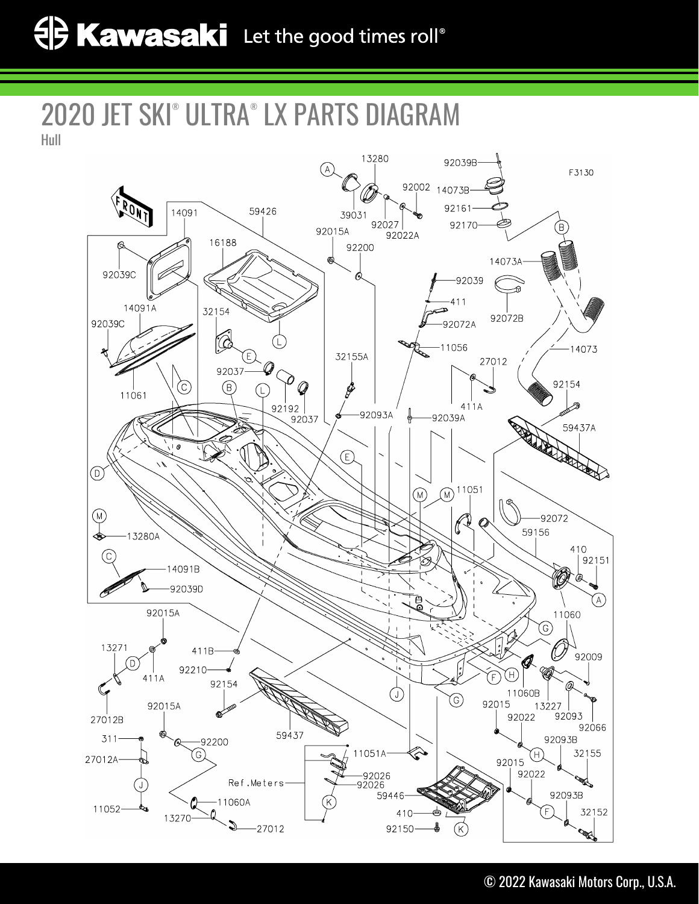# 2020 JET SKI® ULTRA® LX PARTS DIAGRAM

Hull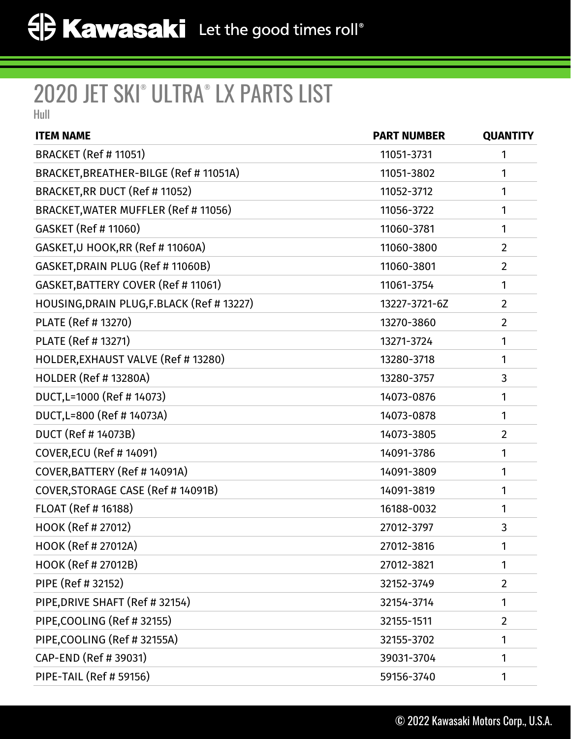# 2020 JET SKI® ULTRA® LX PARTS LIST

Hull

| ITEM NAME | PART NUMBER | QUANTITY |
|---|---|---|
| BRACKET (Ref # 11051) | 11051-3731 | 1 |
| BRACKET,BREATHER-BILGE (Ref # 11051A) | 11051-3802 | 1 |
| BRACKET,RR DUCT (Ref # 11052) | 11052-3712 | 1 |
| BRACKET,WATER MUFFLER (Ref # 11056) | 11056-3722 | 1 |
| GASKET (Ref # 11060) | 11060-3781 | 1 |
| GASKET,U HOOK,RR (Ref # 11060A) | 11060-3800 | 2 |
| GASKET,DRAIN PLUG (Ref # 11060B) | 11060-3801 | 2 |
| GASKET,BATTERY COVER (Ref # 11061) | 11061-3754 | 1 |
| HOUSING,DRAIN PLUG,F.BLACK (Ref # 13227) | 13227-3721-6Z | 2 |
| PLATE (Ref # 13270) | 13270-3860 | 2 |
| PLATE (Ref # 13271) | 13271-3724 | 1 |
| HOLDER,EXHAUST VALVE (Ref # 13280) | 13280-3718 | 1 |
| HOLDER (Ref # 13280A) | 13280-3757 | 3 |
| DUCT,L=1000 (Ref # 14073) | 14073-0876 | 1 |
| DUCT,L=800 (Ref # 14073A) | 14073-0878 | 1 |
| DUCT (Ref # 14073B) | 14073-3805 | 2 |
| COVER,ECU (Ref # 14091) | 14091-3786 | 1 |
| COVER,BATTERY (Ref # 14091A) | 14091-3809 | 1 |
| COVER,STORAGE CASE (Ref # 14091B) | 14091-3819 | 1 |
| FLOAT (Ref # 16188) | 16188-0032 | 1 |
| HOOK (Ref # 27012) | 27012-3797 | 3 |
| HOOK (Ref # 27012A) | 27012-3816 | 1 |
| HOOK (Ref # 27012B) | 27012-3821 | 1 |
| PIPE (Ref # 32152) | 32152-3749 | 2 |
| PIPE,DRIVE SHAFT (Ref # 32154) | 32154-3714 | 1 |
| PIPE,COOLING (Ref # 32155) | 32155-1511 | 2 |
| PIPE,COOLING (Ref # 32155A) | 32155-3702 | 1 |
| CAP-END (Ref # 39031) | 39031-3704 | 1 |
| PIPE-TAIL (Ref # 59156) | 59156-3740 | 1 |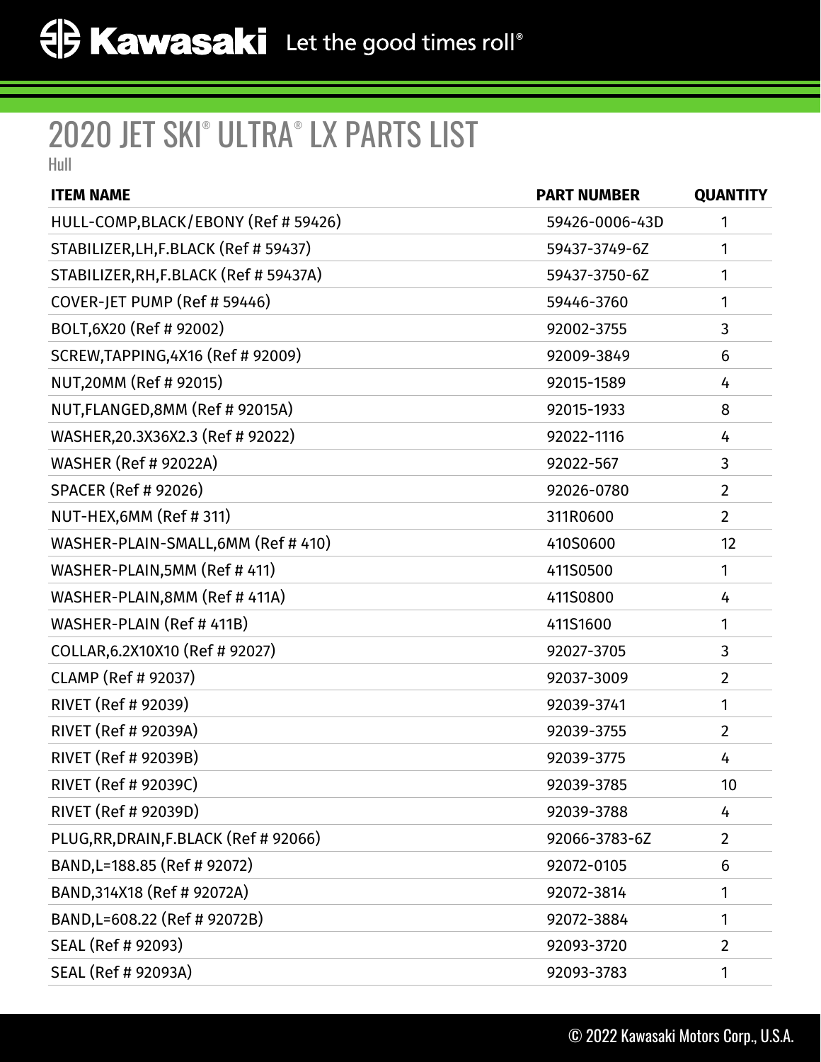# 2020 JET SKI® ULTRA® LX PARTS LIST

Hull

| ITEM NAME | PART NUMBER | QUANTITY |
| --- | --- | --- |
| HULL-COMP,BLACK/EBONY (Ref # 59426) | 59426-0006-43D | 1 |
| STABILIZER,LH,F.BLACK (Ref # 59437) | 59437-3749-6Z | 1 |
| STABILIZER,RH,F.BLACK (Ref # 59437A) | 59437-3750-6Z | 1 |
| COVER-JET PUMP (Ref # 59446) | 59446-3760 | 1 |
| BOLT,6X20 (Ref # 92002) | 92002-3755 | 3 |
| SCREW,TAPPING,4X16 (Ref # 92009) | 92009-3849 | 6 |
| NUT,20MM (Ref # 92015) | 92015-1589 | 4 |
| NUT,FLANGED,8MM (Ref # 92015A) | 92015-1933 | 8 |
| WASHER,20.3X36X2.3 (Ref # 92022) | 92022-1116 | 4 |
| WASHER (Ref # 92022A) | 92022-567 | 3 |
| SPACER (Ref # 92026) | 92026-0780 | 2 |
| NUT-HEX,6MM (Ref # 311) | 311R0600 | 2 |
| WASHER-PLAIN-SMALL,6MM (Ref # 410) | 410S0600 | 12 |
| WASHER-PLAIN,5MM (Ref # 411) | 411S0500 | 1 |
| WASHER-PLAIN,8MM (Ref # 411A) | 411S0800 | 4 |
| WASHER-PLAIN (Ref # 411B) | 411S1600 | 1 |
| COLLAR,6.2X10X10 (Ref # 92027) | 92027-3705 | 3 |
| CLAMP (Ref # 92037) | 92037-3009 | 2 |
| RIVET (Ref # 92039) | 92039-3741 | 1 |
| RIVET (Ref # 92039A) | 92039-3755 | 2 |
| RIVET (Ref # 92039B) | 92039-3775 | 4 |
| RIVET (Ref # 92039C) | 92039-3785 | 10 |
| RIVET (Ref # 92039D) | 92039-3788 | 4 |
| PLUG,RR,DRAIN,F.BLACK (Ref # 92066) | 92066-3783-6Z | 2 |
| BAND,L=188.85 (Ref # 92072) | 92072-0105 | 6 |
| BAND,314X18 (Ref # 92072A) | 92072-3814 | 1 |
| BAND,L=608.22 (Ref # 92072B) | 92072-3884 | 1 |
| SEAL (Ref # 92093) | 92093-3720 | 2 |
| SEAL (Ref # 92093A) | 92093-3783 | 1 |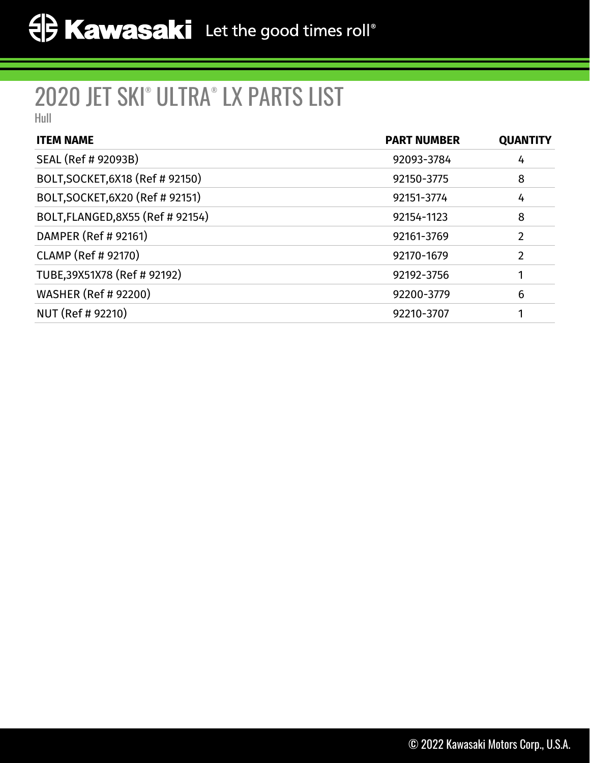# 2020 JET SKI® ULTRA® LX PARTS LIST

Hull

| ITEM NAME | PART NUMBER | QUANTITY |
| --- | --- | --- |
| SEAL (Ref # 92093B) | 92093-3784 | 4 |
| BOLT,SOCKET,6X18 (Ref # 92150) | 92150-3775 | 8 |
| BOLT,SOCKET,6X20 (Ref # 92151) | 92151-3774 | 4 |
| BOLT,FLANGED,8X55 (Ref # 92154) | 92154-1123 | 8 |
| DAMPER (Ref # 92161) | 92161-3769 | 2 |
| CLAMP (Ref # 92170) | 92170-1679 | 2 |
| TUBE,39X51X78 (Ref # 92192) | 92192-3756 | 1 |
| WASHER (Ref # 92200) | 92200-3779 | 6 |
| NUT (Ref # 92210) | 92210-3707 | 1 |